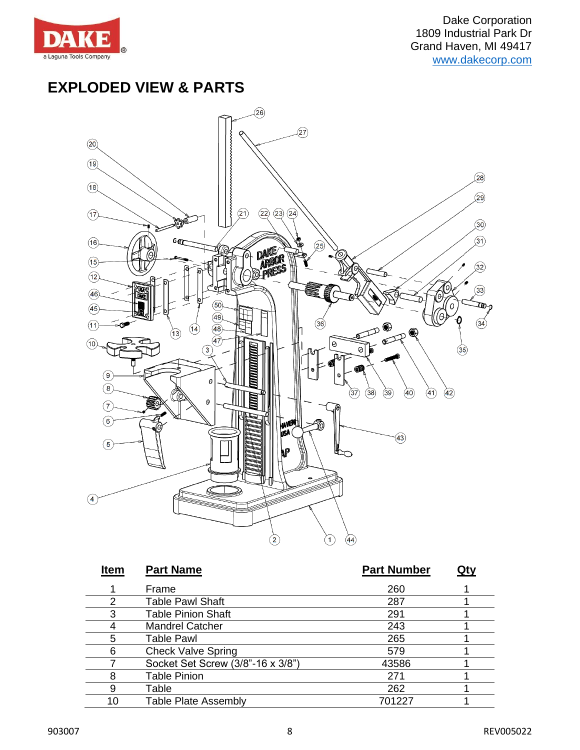Dake Corporation
1809 Industrial Park Dr
Grand Haven, MI 49417
www.dakecorp.com

## EXPLODED VIEW & PARTS

| Item | Part Name | Part Number | Qty |
|---|---|---|---|
| 1 | Frame | 260 | 1 |
| 2 | Table Pawl Shaft | 287 | 1 |
| 3 | Table Pinion Shaft | 291 | 1 |
| 4 | Mandrel Catcher | 243 | 1 |
| 5 | Table Pawl | 265 | 1 |
| 6 | Check Valve Spring | 579 | 1 |
| 7 | Socket Set Screw (3/8"-16 x 3/8") | 43586 | 1 |
| 8 | Table Pinion | 271 | 1 |
| 9 | Table | 262 | 1 |
| 10 | Table Plate Assembly | 701227 | 1 |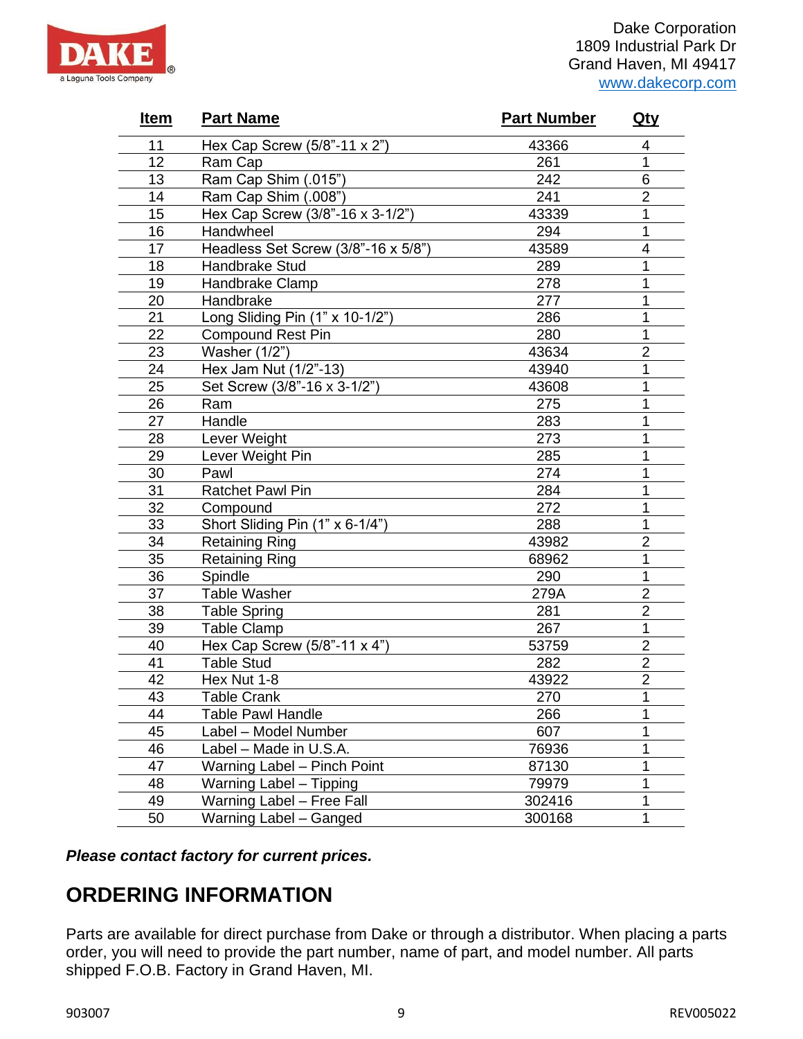Dake Corporation
1809 Industrial Park Dr
Grand Haven, MI 49417
www.dakecorp.com

| Item | Part Name | Part Number | Qty |
|---|---|---|---|
| 11 | Hex Cap Screw (5/8"-11 x 2") | 43366 | 4 |
| 12 | Ram Cap | 261 | 1 |
| 13 | Ram Cap Shim (.015") | 242 | 6 |
| 14 | Ram Cap Shim (.008") | 241 | 2 |
| 15 | Hex Cap Screw (3/8"-16 x 3-1/2") | 43339 | 1 |
| 16 | Handwheel | 294 | 1 |
| 17 | Headless Set Screw (3/8"-16 x 5/8") | 43589 | 4 |
| 18 | Handbrake Stud | 289 | 1 |
| 19 | Handbrake Clamp | 278 | 1 |
| 20 | Handbrake | 277 | 1 |
| 21 | Long Sliding Pin (1" x 10-1/2") | 286 | 1 |
| 22 | Compound Rest Pin | 280 | 1 |
| 23 | Washer (1/2") | 43634 | 2 |
| 24 | Hex Jam Nut (1/2"-13) | 43940 | 1 |
| 25 | Set Screw (3/8"-16 x 3-1/2") | 43608 | 1 |
| 26 | Ram | 275 | 1 |
| 27 | Handle | 283 | 1 |
| 28 | Lever Weight | 273 | 1 |
| 29 | Lever Weight Pin | 285 | 1 |
| 30 | Pawl | 274 | 1 |
| 31 | Ratchet Pawl Pin | 284 | 1 |
| 32 | Compound | 272 | 1 |
| 33 | Short Sliding Pin (1" x 6-1/4") | 288 | 1 |
| 34 | Retaining Ring | 43982 | 2 |
| 35 | Retaining Ring | 68962 | 1 |
| 36 | Spindle | 290 | 1 |
| 37 | Table Washer | 279A | 2 |
| 38 | Table Spring | 281 | 2 |
| 39 | Table Clamp | 267 | 1 |
| 40 | Hex Cap Screw (5/8"-11 x 4") | 53759 | 2 |
| 41 | Table Stud | 282 | 2 |
| 42 | Hex Nut 1-8 | 43922 | 2 |
| 43 | Table Crank | 270 | 1 |
| 44 | Table Pawl Handle | 266 | 1 |
| 45 | Label – Model Number | 607 | 1 |
| 46 | Label – Made in U.S.A. | 76936 | 1 |
| 47 | Warning Label – Pinch Point | 87130 | 1 |
| 48 | Warning Label – Tipping | 79979 | 1 |
| 49 | Warning Label – Free Fall | 302416 | 1 |
| 50 | Warning Label – Ganged | 300168 | 1 |

***Please contact factory for current prices.***

## ORDERING INFORMATION

Parts are available for direct purchase from Dake or through a distributor. When placing a parts order, you will need to provide the part number, name of part, and model number. All parts shipped F.O.B. Factory in Grand Haven, MI.

903007 REV005022